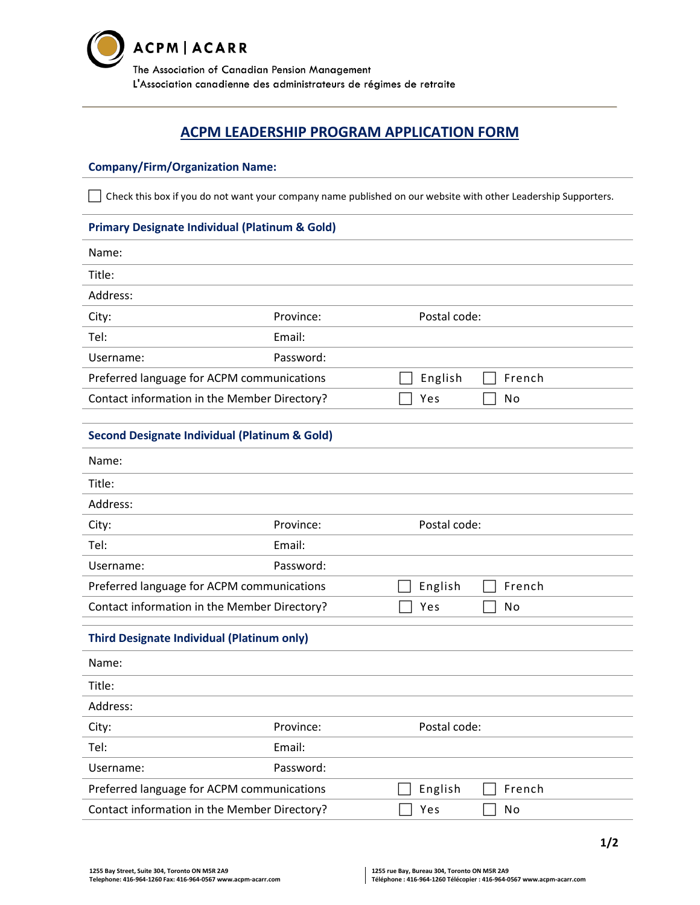The Association of Canadian Pension Management
L'Association canadienne des administrateurs de régimes de retraite

# ACPM LEADERSHIP PROGRAM APPLICATION FORM

**Company/Firm/Organization Name:**

☐ Check this box if you do not want your company name published on our website with other Leadership Supporters.

## Primary Designate Individual (Platinum & Gold)

| | | |
|---|---|---|
| Name: | | |
| Title: | | |
| Address: | | |
| City: | Province: | Postal code: |
| Tel: | Email: | |
| Username: | Password: | |
| Preferred language for ACPM communications | ☐ English | ☐ French |
| Contact information in the Member Directory? | ☐ Yes | ☐ No |

## Second Designate Individual (Platinum & Gold)

| | | |
|---|---|---|
| Name: | | |
| Title: | | |
| Address: | | |
| City: | Province: | Postal code: |
| Tel: | Email: | |
| Username: | Password: | |
| Preferred language for ACPM communications | ☐ English | ☐ French |
| Contact information in the Member Directory? | ☐ Yes | ☐ No |

## Third Designate Individual (Platinum only)

| | | |
|---|---|---|
| Name: | | |
| Title: | | |
| Address: | | |
| City: | Province: | Postal code: |
| Tel: | Email: | |
| Username: | Password: | |
| Preferred language for ACPM communications | ☐ English | ☐ French |
| Contact information in the Member Directory? | ☐ Yes | ☐ No |

1255 Bay Street, Suite 304, Toronto ON M5R 2A9
Telephone: 416-964-1260 Fax: 416-964-0567 www.acpm-acarr.com

1255 rue Bay, Bureau 304, Toronto ON M5R 2A9
Téléphone : 416-964-1260 Télécopier : 416-964-0567 www.acpm-acarr.com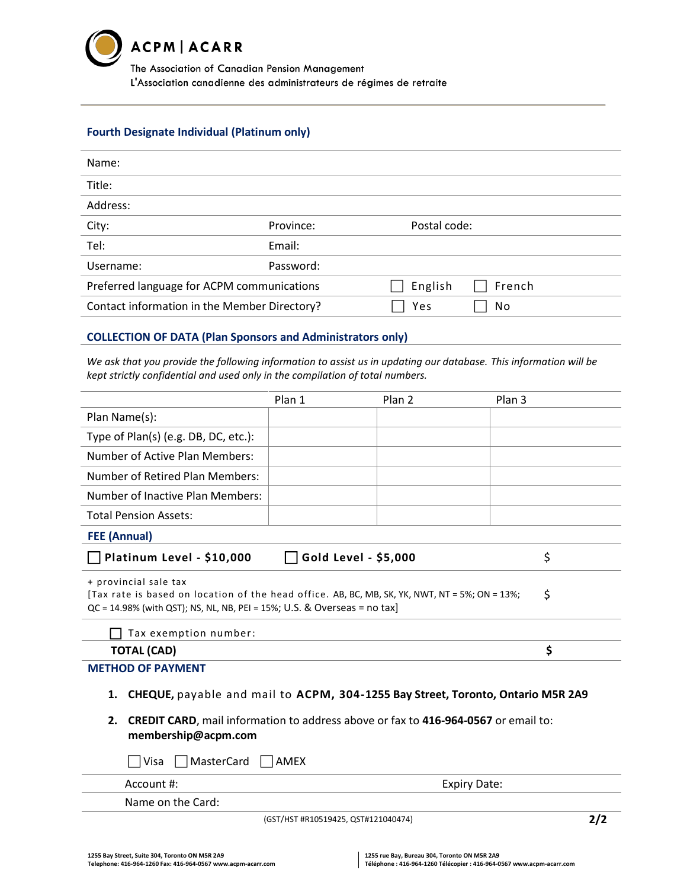ACPM | ACARR

The Association of Canadian Pension Management

L'Association canadienne des administrateurs de régimes de retraite

## Fourth Designate Individual (Platinum only)

| | | |
|---|---|---|
| Name: | | |
| Title: | | |
| Address: | | |
| City: | Province: | Postal code: |
| Tel: | Email: | |
| Username: | Password: | |
| Preferred language for ACPM communications | ☐ English | ☐ French |
| Contact information in the Member Directory? | ☐ Yes | ☐ No |

## COLLECTION OF DATA (Plan Sponsors and Administrators only)

*We ask that you provide the following information to assist us in updating our database. This information will be kept strictly confidential and used only in the compilation of total numbers.*

| | Plan 1 | Plan 2 | Plan 3 |
|---|---|---|---|
| Plan Name(s): | | | |
| Type of Plan(s) (e.g. DB, DC, etc.): | | | |
| Number of Active Plan Members: | | | |
| Number of Retired Plan Members: | | | |
| Number of Inactive Plan Members: | | | |
| Total Pension Assets: | | | |

## FEE (Annual)

| | |
|---|---|
| ☐ **Platinum Level - $10,000** ☐ **Gold Level - $5,000** | $ |
| + provincial sale tax<br>[Tax rate is based on location of the head office. AB, BC, MB, SK, YK, NWT, NT = 5%; ON = 13%; QC = 14.98% (with QST); NS, NL, NB, PEI = 15%; U.S. & Overseas = no tax] | $ |
| ☐ Tax exemption number: | |
| **TOTAL (CAD)** | **$** |

## METHOD OF PAYMENT

1. **CHEQUE,** payable and mail to **ACPM, 304-1255 Bay Street, Toronto, Ontario M5R 2A9**
2. **CREDIT CARD**, mail information to address above or fax to **416-964-0567** or email to: **membership@acpm.com**

☐ Visa ☐ MasterCard ☐ AMEX

| | |
|---|---|
| Account #: | Expiry Date: |
| Name on the Card: | |

(GST/HST #R10519425, QST#121040474)

**1255 Bay Street, Suite 304, Toronto ON M5R 2A9**
**Telephone: 416-964-1260 Fax: 416-964-0567 www.acpm-acarr.com**

**1255 rue Bay, Bureau 304, Toronto ON M5R 2A9**
**Téléphone : 416-964-1260 Télécopier : 416-964-0567 www.acpm-acarr.com**